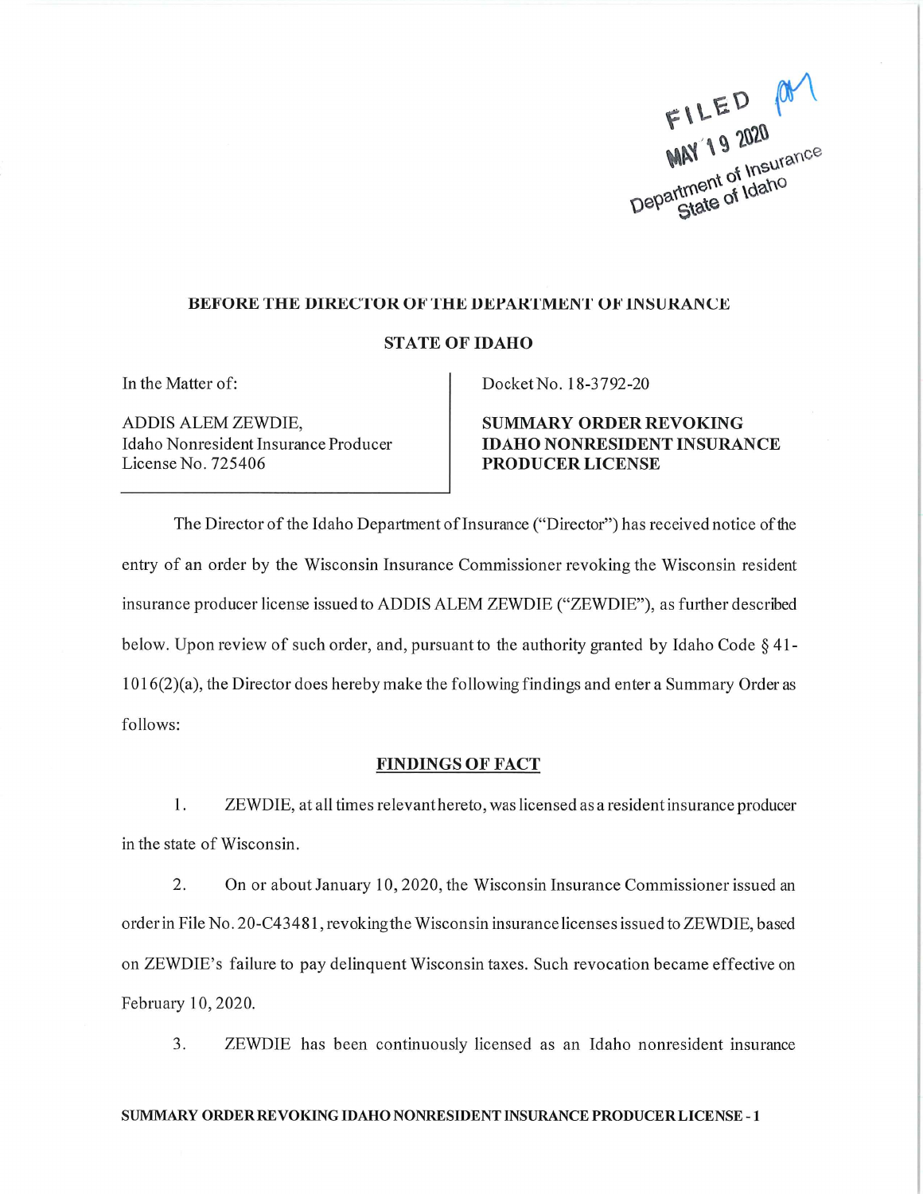FILED
MAY 19 2020
Department of Insurance
State of Idaho

**BEFORE THE DIRECTOR OF THE DEPARTMENT OF INSURANCE**

**STATE OF IDAHO**

| In the Matter of: | Docket No. 18-3792-20 |
| --- | --- |
| ADDIS ALEM ZEWDIE, Idaho Nonresident Insurance Producer License No. 725406 | **SUMMARY ORDER REVOKING IDAHO NONRESIDENT INSURANCE PRODUCER LICENSE** |

The Director of the Idaho Department of Insurance ("Director") has received notice of the entry of an order by the Wisconsin Insurance Commissioner revoking the Wisconsin resident insurance producer license issued to ADDIS ALEM ZEWDIE ("ZEWDIE"), as further described below. Upon review of such order, and, pursuant to the authority granted by Idaho Code § 41-1016(2)(a), the Director does hereby make the following findings and enter a Summary Order as follows:

## FINDINGS OF FACT

1. ZEWDIE, at all times relevant hereto, was licensed as a resident insurance producer in the state of Wisconsin.

2. On or about January 10, 2020, the Wisconsin Insurance Commissioner issued an order in File No. 20-C43481, revoking the Wisconsin insurance licenses issued to ZEWDIE, based on ZEWDIE's failure to pay delinquent Wisconsin taxes. Such revocation became effective on February 10, 2020.

3. ZEWDIE has been continuously licensed as an Idaho nonresident insurance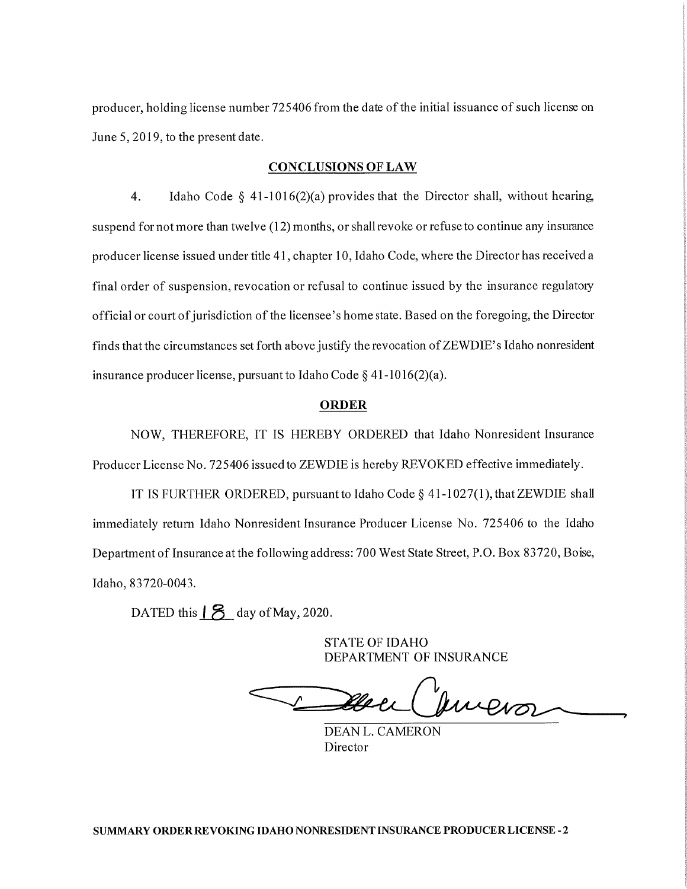producer, holding license number 725406 from the date of the initial issuance of such license on June 5, 2019, to the present date.

## CONCLUSIONS OF LAW

4. Idaho Code § 41-1016(2)(a) provides that the Director shall, without hearing, suspend for not more than twelve (12) months, or shall revoke or refuse to continue any insurance producer license issued under title 41, chapter 10, Idaho Code, where the Director has received a final order of suspension, revocation or refusal to continue issued by the insurance regulatory official or court of jurisdiction of the licensee's home state. Based on the foregoing, the Director finds that the circumstances set forth above justify the revocation of ZEWDIE's Idaho nonresident insurance producer license, pursuant to Idaho Code § 41-1016(2)(a).

## ORDER

NOW, THEREFORE, IT IS HEREBY ORDERED that Idaho Nonresident Insurance Producer License No. 725406 issued to ZEWDIE is hereby REVOKED effective immediately.

IT IS FURTHER ORDERED, pursuant to Idaho Code § 41-1027(1), that ZEWDIE shall immediately return Idaho Nonresident Insurance Producer License No. 725406 to the Idaho Department of Insurance at the following address: 700 West State Street, P.O. Box 83720, Boise, Idaho, 83720-0043.

DATED this 18 day of May, 2020.

STATE OF IDAHO
DEPARTMENT OF INSURANCE

DEAN L. CAMERON
Director

**SUMMARY ORDER REVOKING IDAHO NONRESIDENT INSURANCE PRODUCER LICENSE - 2**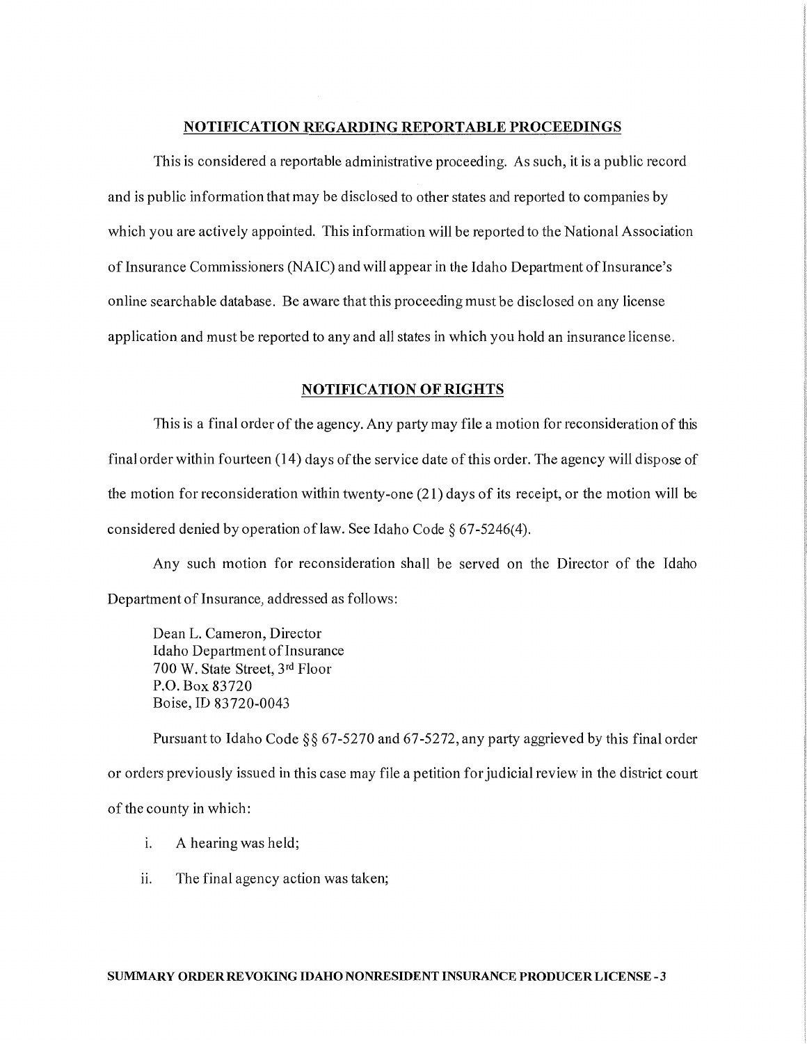## NOTIFICATION REGARDING REPORTABLE PROCEEDINGS

This is considered a reportable administrative proceeding. As such, it is a public record and is public information that may be disclosed to other states and reported to companies by which you are actively appointed. This information will be reported to the National Association of Insurance Commissioners (NAIC) and will appear in the Idaho Department of Insurance's online searchable database. Be aware that this proceeding must be disclosed on any license application and must be reported to any and all states in which you hold an insurance license.

## NOTIFICATION OF RIGHTS

This is a final order of the agency. Any party may file a motion for reconsideration of this final order within fourteen (14) days of the service date of this order. The agency will dispose of the motion for reconsideration within twenty-one (21) days of its receipt, or the motion will be considered denied by operation of law. See Idaho Code § 67-5246(4).

Any such motion for reconsideration shall be served on the Director of the Idaho Department of Insurance, addressed as follows:

Dean L. Cameron, Director
Idaho Department of Insurance
700 W. State Street, 3rd Floor
P.O. Box 83720
Boise, ID 83720-0043

Pursuant to Idaho Code §§ 67-5270 and 67-5272, any party aggrieved by this final order or orders previously issued in this case may file a petition for judicial review in the district court of the county in which:

i. A hearing was held;

ii. The final agency action was taken;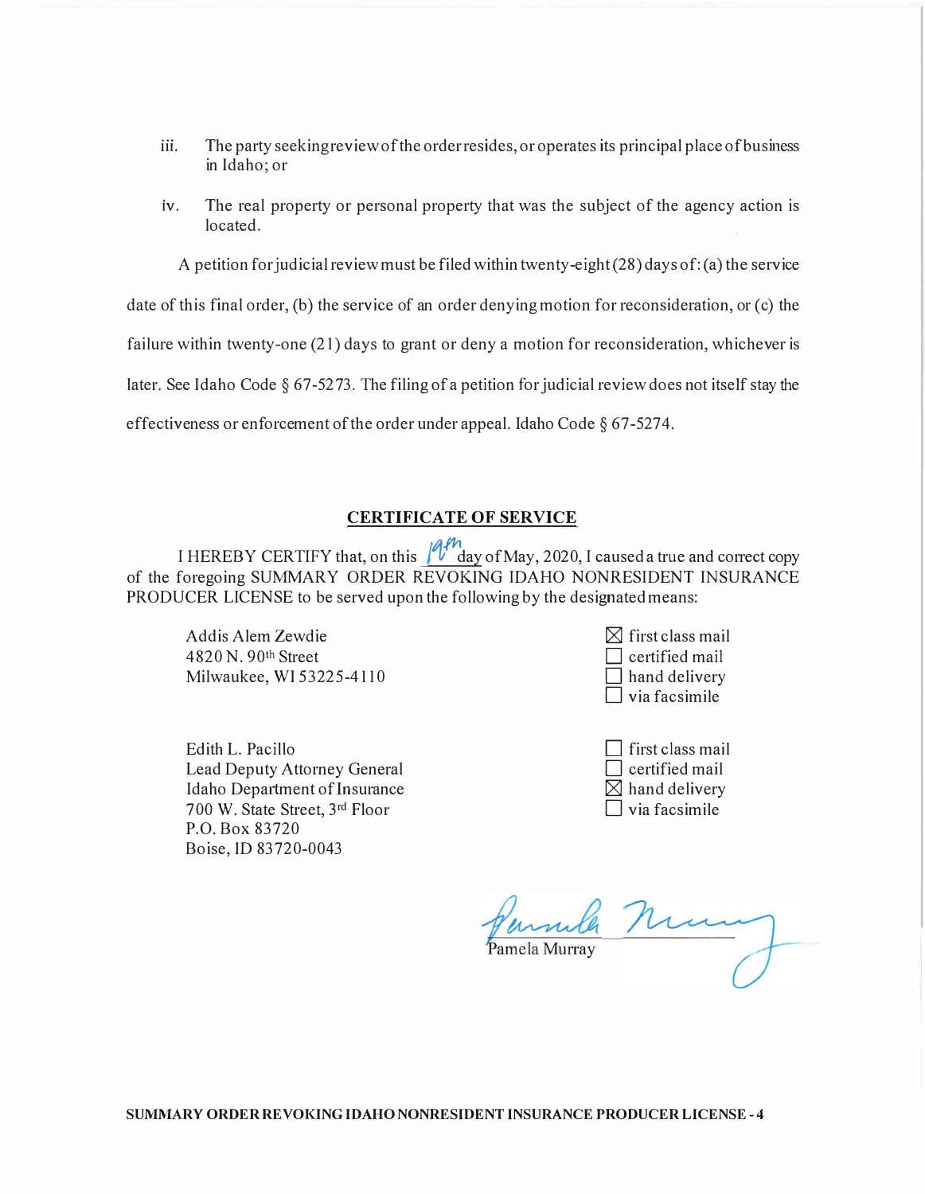iii. The party seeking review of the order resides, or operates its principal place of business in Idaho; or

iv. The real property or personal property that was the subject of the agency action is located.

A petition for judicial review must be filed within twenty-eight (28) days of: (a) the service date of this final order, (b) the service of an order denying motion for reconsideration, or (c) the failure within twenty-one (21) days to grant or deny a motion for reconsideration, whichever is later. See Idaho Code § 67-5273. The filing of a petition for judicial review does not itself stay the effectiveness or enforcement of the order under appeal. Idaho Code § 67-5274.

## CERTIFICATE OF SERVICE

I HEREBY CERTIFY that, on this 19th day of May, 2020, I caused a true and correct copy of the foregoing SUMMARY ORDER REVOKING IDAHO NONRESIDENT INSURANCE PRODUCER LICENSE to be served upon the following by the designated means:

| | |
|---|---|
| Addis Alem Zewdie<br>4820 N. 90th Street<br>Milwaukee, WI 53225-4110 | ☒ first class mail<br>☐ certified mail<br>☐ hand delivery<br>☐ via facsimile |
| Edith L. Pacillo<br>Lead Deputy Attorney General<br>Idaho Department of Insurance<br>700 W. State Street, 3rd Floor<br>P.O. Box 83720<br>Boise, ID 83720-0043 | ☐ first class mail<br>☐ certified mail<br>☒ hand delivery<br>☐ via facsimile |

Pamela Murray